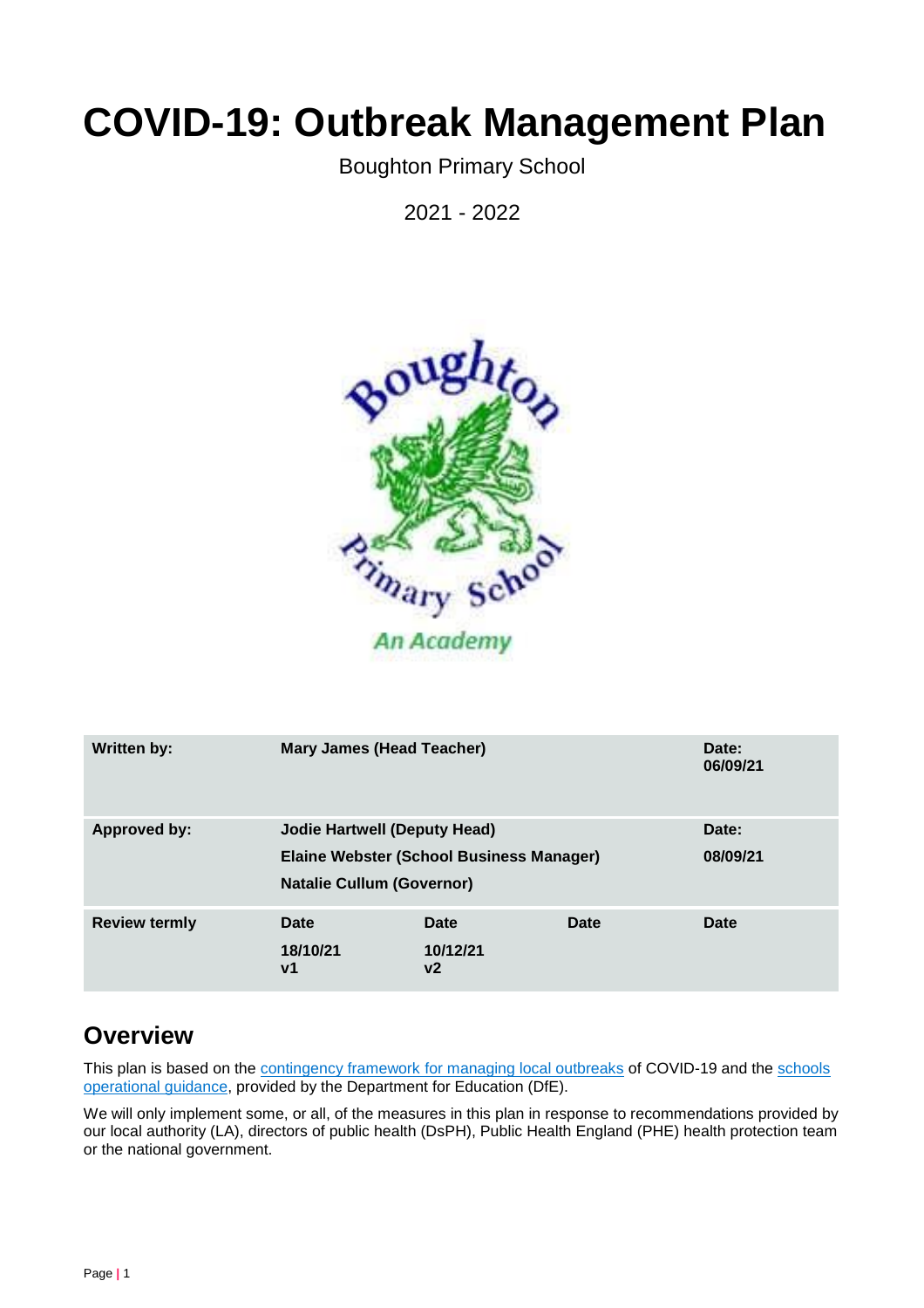# COVID-19: Outbreak Management Plan

Boughton Primary School

2021 - 2022

| Written by: | Mary James (Head Teacher) | | | Date: 06/09/21 |
|---|---|---|---|---|
| Approved by: | Jodie Hartwell (Deputy Head)<br>Elaine Webster (School Business Manager)<br>Natalie Cullum (Governor) | | | Date:<br>08/09/21 |
| Review termly | Date<br>18/10/21<br>v1 | Date<br>10/12/21<br>v2 | Date | Date |

## Overview

This plan is based on the contingency framework for managing local outbreaks of COVID-19 and the schools operational guidance, provided by the Department for Education (DfE).

We will only implement some, or all, of the measures in this plan in response to recommendations provided by our local authority (LA), directors of public health (DsPH), Public Health England (PHE) health protection team or the national government.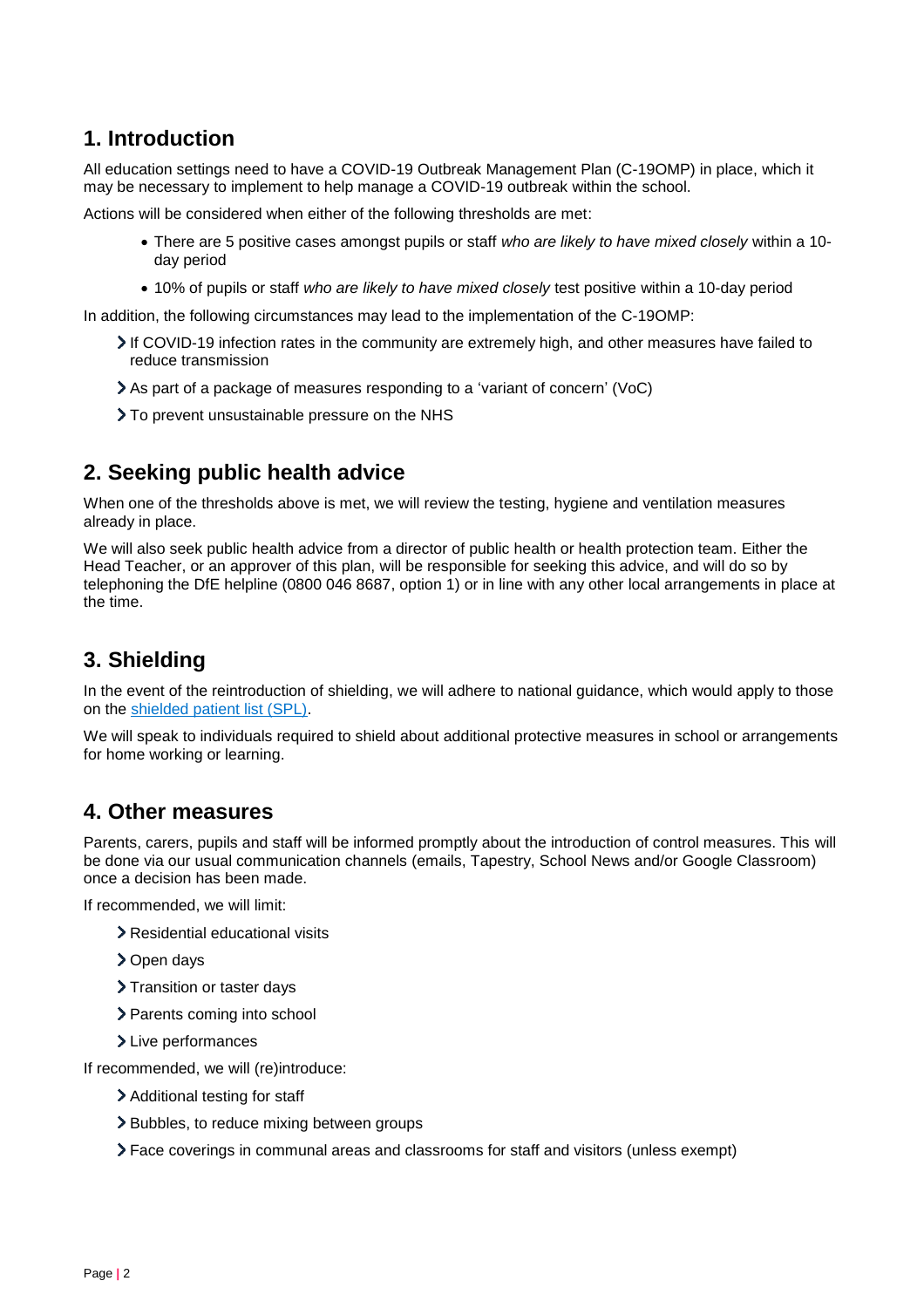## 1. Introduction

All education settings need to have a COVID-19 Outbreak Management Plan (C-19OMP) in place, which it may be necessary to implement to help manage a COVID-19 outbreak within the school.

Actions will be considered when either of the following thresholds are met:

- There are 5 positive cases amongst pupils or staff *who are likely to have mixed closely* within a 10-day period
- 10% of pupils or staff *who are likely to have mixed closely* test positive within a 10-day period

In addition, the following circumstances may lead to the implementation of the C-19OMP:

- If COVID-19 infection rates in the community are extremely high, and other measures have failed to reduce transmission
- As part of a package of measures responding to a 'variant of concern' (VoC)
- To prevent unsustainable pressure on the NHS

## 2. Seeking public health advice

When one of the thresholds above is met, we will review the testing, hygiene and ventilation measures already in place.

We will also seek public health advice from a director of public health or health protection team. Either the Head Teacher, or an approver of this plan, will be responsible for seeking this advice, and will do so by telephoning the DfE helpline (0800 046 8687, option 1) or in line with any other local arrangements in place at the time.

## 3. Shielding

In the event of the reintroduction of shielding, we will adhere to national guidance, which would apply to those on the shielded patient list (SPL).

We will speak to individuals required to shield about additional protective measures in school or arrangements for home working or learning.

## 4. Other measures

Parents, carers, pupils and staff will be informed promptly about the introduction of control measures. This will be done via our usual communication channels (emails, Tapestry, School News and/or Google Classroom) once a decision has been made.

If recommended, we will limit:

- Residential educational visits
- Open days
- Transition or taster days
- Parents coming into school
- Live performances

If recommended, we will (re)introduce:

- Additional testing for staff
- Bubbles, to reduce mixing between groups
- Face coverings in communal areas and classrooms for staff and visitors (unless exempt)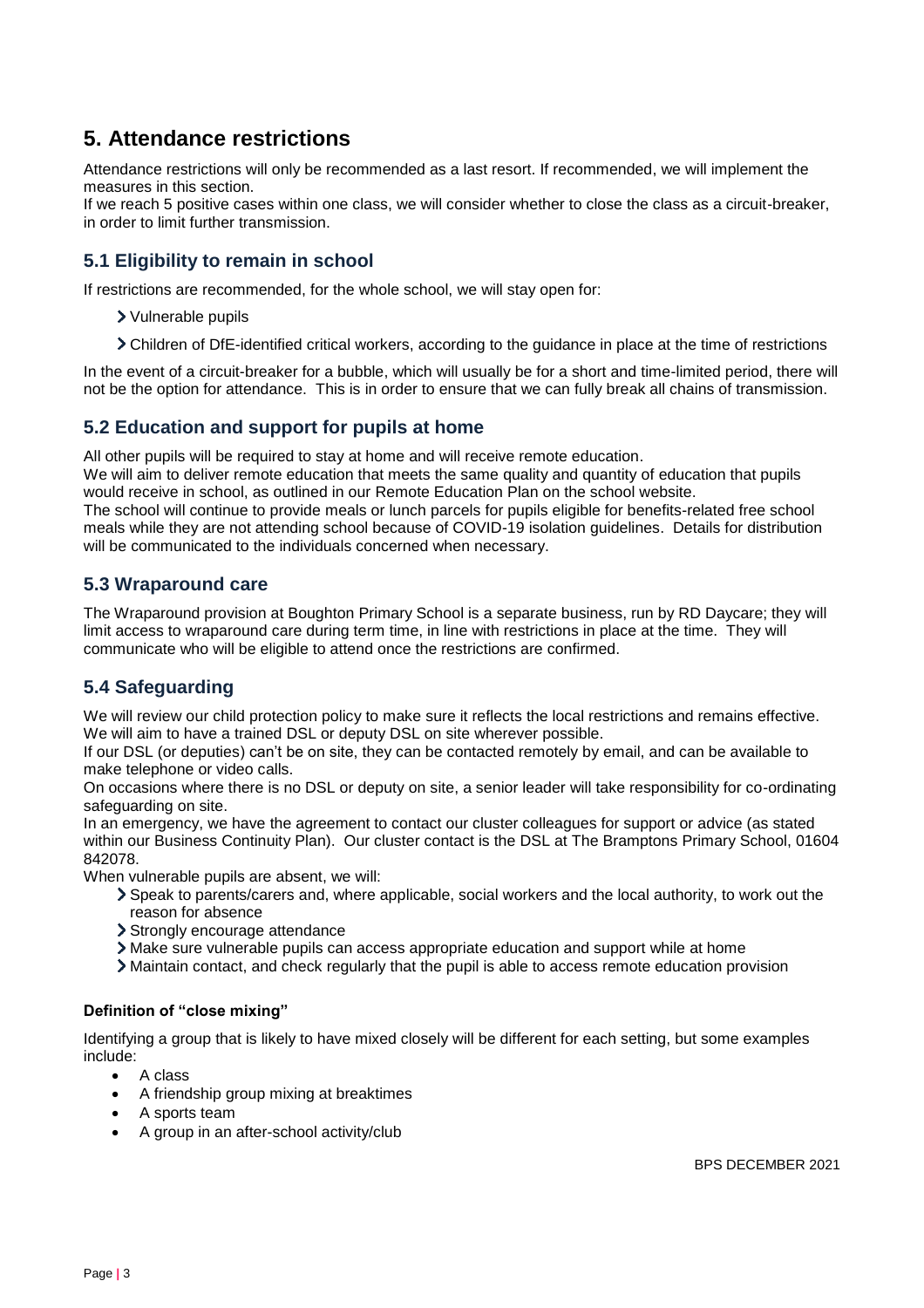## 5. Attendance restrictions

Attendance restrictions will only be recommended as a last resort. If recommended, we will implement the measures in this section.
If we reach 5 positive cases within one class, we will consider whether to close the class as a circuit-breaker, in order to limit further transmission.

### 5.1 Eligibility to remain in school

If restrictions are recommended, for the whole school, we will stay open for:

- Vulnerable pupils
- Children of DfE-identified critical workers, according to the guidance in place at the time of restrictions

In the event of a circuit-breaker for a bubble, which will usually be for a short and time-limited period, there will not be the option for attendance. This is in order to ensure that we can fully break all chains of transmission.

### 5.2 Education and support for pupils at home

All other pupils will be required to stay at home and will receive remote education.
We will aim to deliver remote education that meets the same quality and quantity of education that pupils would receive in school, as outlined in our Remote Education Plan on the school website.
The school will continue to provide meals or lunch parcels for pupils eligible for benefits-related free school meals while they are not attending school because of COVID-19 isolation guidelines. Details for distribution will be communicated to the individuals concerned when necessary.

### 5.3 Wraparound care

The Wraparound provision at Boughton Primary School is a separate business, run by RD Daycare; they will limit access to wraparound care during term time, in line with restrictions in place at the time. They will communicate who will be eligible to attend once the restrictions are confirmed.

### 5.4 Safeguarding

We will review our child protection policy to make sure it reflects the local restrictions and remains effective.
We will aim to have a trained DSL or deputy DSL on site wherever possible.
If our DSL (or deputies) can't be on site, they can be contacted remotely by email, and can be available to make telephone or video calls.
On occasions where there is no DSL or deputy on site, a senior leader will take responsibility for co-ordinating safeguarding on site.
In an emergency, we have the agreement to contact our cluster colleagues for support or advice (as stated within our Business Continuity Plan). Our cluster contact is the DSL at The Bramptons Primary School, 01604 842078.
When vulnerable pupils are absent, we will:

- Speak to parents/carers and, where applicable, social workers and the local authority, to work out the reason for absence
- Strongly encourage attendance
- Make sure vulnerable pupils can access appropriate education and support while at home
- Maintain contact, and check regularly that the pupil is able to access remote education provision

**Definition of "close mixing"**

Identifying a group that is likely to have mixed closely will be different for each setting, but some examples include:

- A class
- A friendship group mixing at breaktimes
- A sports team
- A group in an after-school activity/club

BPS DECEMBER 2021